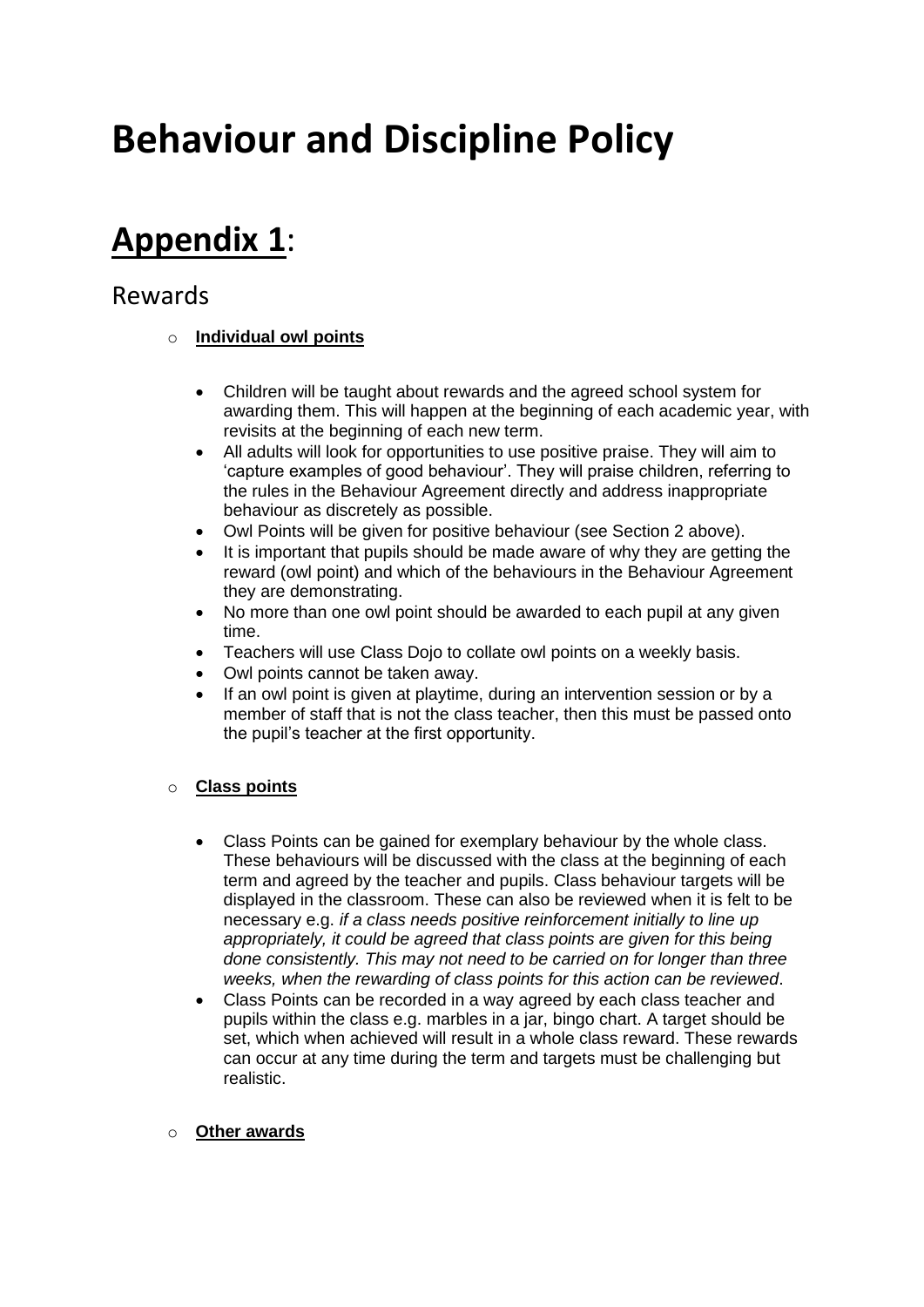# Behaviour and Discipline Policy

## **Appendix 1**:

### Rewards

- **Individual owl points**

  - Children will be taught about rewards and the agreed school system for awarding them. This will happen at the beginning of each academic year, with revisits at the beginning of each new term.
  - All adults will look for opportunities to use positive praise. They will aim to 'capture examples of good behaviour'. They will praise children, referring to the rules in the Behaviour Agreement directly and address inappropriate behaviour as discretely as possible.
  - Owl Points will be given for positive behaviour (see Section 2 above).
  - It is important that pupils should be made aware of why they are getting the reward (owl point) and which of the behaviours in the Behaviour Agreement they are demonstrating.
  - No more than one owl point should be awarded to each pupil at any given time.
  - Teachers will use Class Dojo to collate owl points on a weekly basis.
  - Owl points cannot be taken away.
  - If an owl point is given at playtime, during an intervention session or by a member of staff that is not the class teacher, then this must be passed onto the pupil's teacher at the first opportunity.

- **Class points**

  - Class Points can be gained for exemplary behaviour by the whole class. These behaviours will be discussed with the class at the beginning of each term and agreed by the teacher and pupils. Class behaviour targets will be displayed in the classroom. These can also be reviewed when it is felt to be necessary e.g. *if a class needs positive reinforcement initially to line up appropriately, it could be agreed that class points are given for this being done consistently. This may not need to be carried on for longer than three weeks, when the rewarding of class points for this action can be reviewed*.
  - Class Points can be recorded in a way agreed by each class teacher and pupils within the class e.g. marbles in a jar, bingo chart. A target should be set, which when achieved will result in a whole class reward. These rewards can occur at any time during the term and targets must be challenging but realistic.

- **Other awards**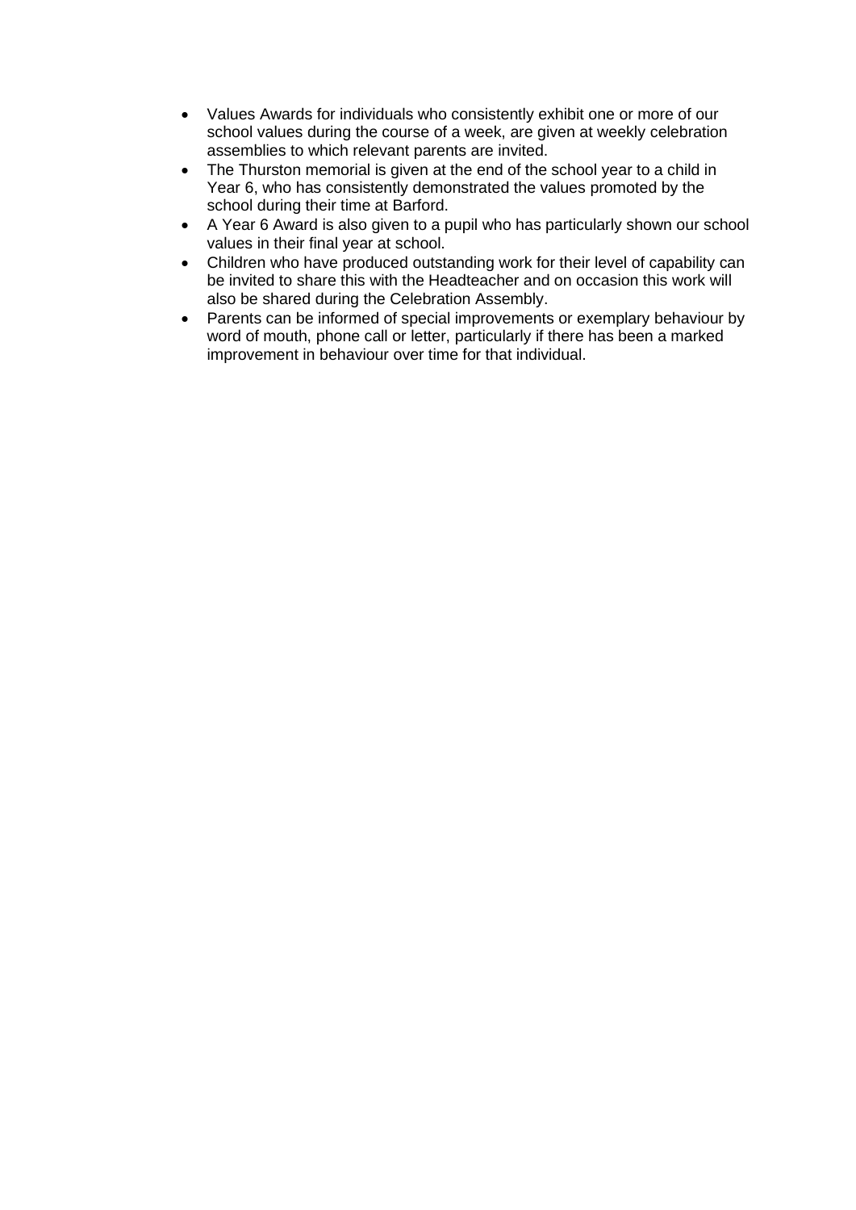- Values Awards for individuals who consistently exhibit one or more of our school values during the course of a week, are given at weekly celebration assemblies to which relevant parents are invited.
- The Thurston memorial is given at the end of the school year to a child in Year 6, who has consistently demonstrated the values promoted by the school during their time at Barford.
- A Year 6 Award is also given to a pupil who has particularly shown our school values in their final year at school.
- Children who have produced outstanding work for their level of capability can be invited to share this with the Headteacher and on occasion this work will also be shared during the Celebration Assembly.
- Parents can be informed of special improvements or exemplary behaviour by word of mouth, phone call or letter, particularly if there has been a marked improvement in behaviour over time for that individual.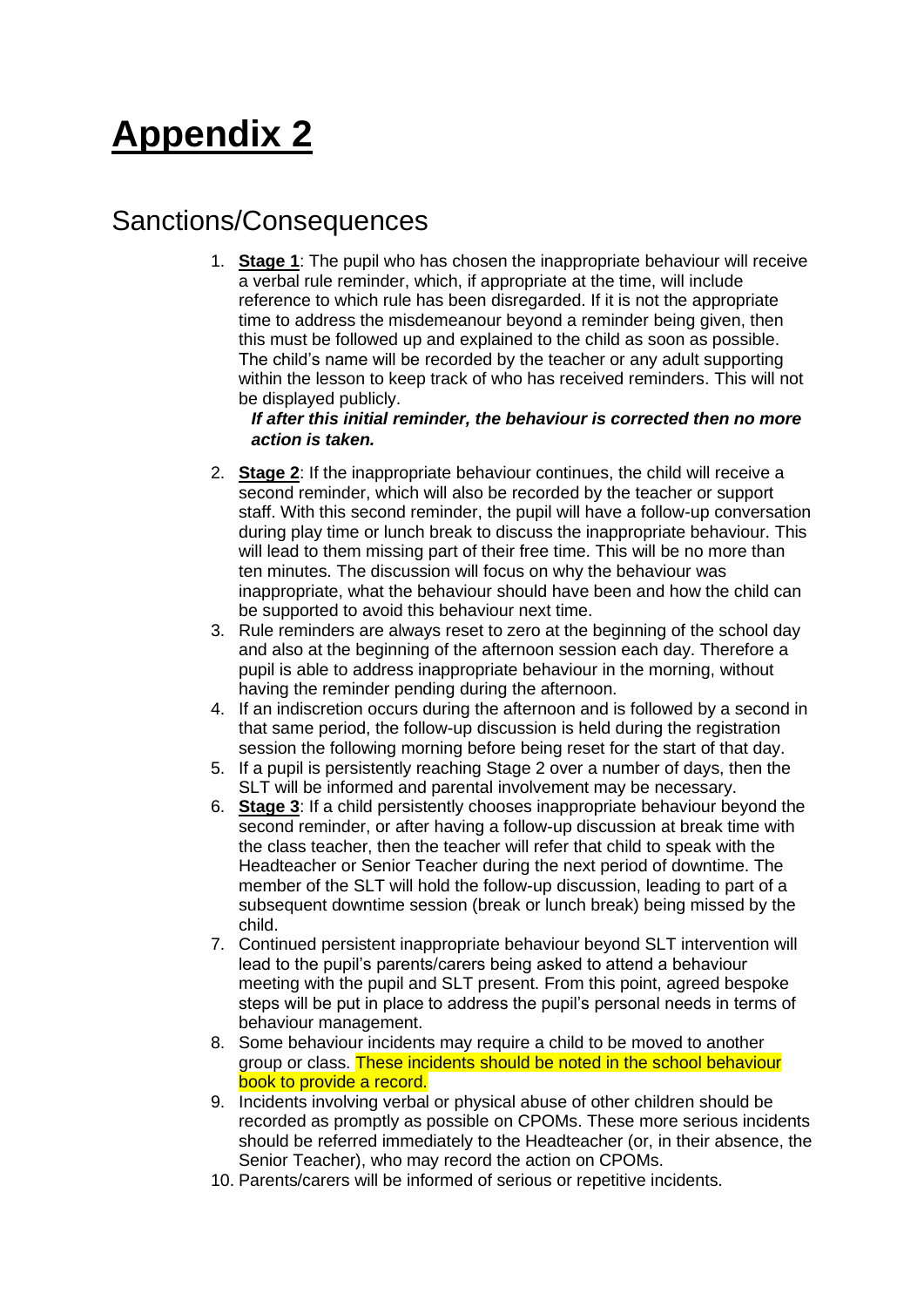# **Appendix 2**

## Sanctions/Consequences

1. **Stage 1**: The pupil who has chosen the inappropriate behaviour will receive a verbal rule reminder, which, if appropriate at the time, will include reference to which rule has been disregarded. If it is not the appropriate time to address the misdemeanour beyond a reminder being given, then this must be followed up and explained to the child as soon as possible. The child's name will be recorded by the teacher or any adult supporting within the lesson to keep track of who has received reminders. This will not be displayed publicly.
   ***If after this initial reminder, the behaviour is corrected then no more action is taken.***
2. **Stage 2**: If the inappropriate behaviour continues, the child will receive a second reminder, which will also be recorded by the teacher or support staff. With this second reminder, the pupil will have a follow-up conversation during play time or lunch break to discuss the inappropriate behaviour. This will lead to them missing part of their free time. This will be no more than ten minutes. The discussion will focus on why the behaviour was inappropriate, what the behaviour should have been and how the child can be supported to avoid this behaviour next time.
3. Rule reminders are always reset to zero at the beginning of the school day and also at the beginning of the afternoon session each day. Therefore a pupil is able to address inappropriate behaviour in the morning, without having the reminder pending during the afternoon.
4. If an indiscretion occurs during the afternoon and is followed by a second in that same period, the follow-up discussion is held during the registration session the following morning before being reset for the start of that day.
5. If a pupil is persistently reaching Stage 2 over a number of days, then the SLT will be informed and parental involvement may be necessary.
6. **Stage 3**: If a child persistently chooses inappropriate behaviour beyond the second reminder, or after having a follow-up discussion at break time with the class teacher, then the teacher will refer that child to speak with the Headteacher or Senior Teacher during the next period of downtime. The member of the SLT will hold the follow-up discussion, leading to part of a subsequent downtime session (break or lunch break) being missed by the child.
7. Continued persistent inappropriate behaviour beyond SLT intervention will lead to the pupil's parents/carers being asked to attend a behaviour meeting with the pupil and SLT present. From this point, agreed bespoke steps will be put in place to address the pupil's personal needs in terms of behaviour management.
8. Some behaviour incidents may require a child to be moved to another group or class. These incidents should be noted in the school behaviour book to provide a record.
9. Incidents involving verbal or physical abuse of other children should be recorded as promptly as possible on CPOMs. These more serious incidents should be referred immediately to the Headteacher (or, in their absence, the Senior Teacher), who may record the action on CPOMs.
10. Parents/carers will be informed of serious or repetitive incidents.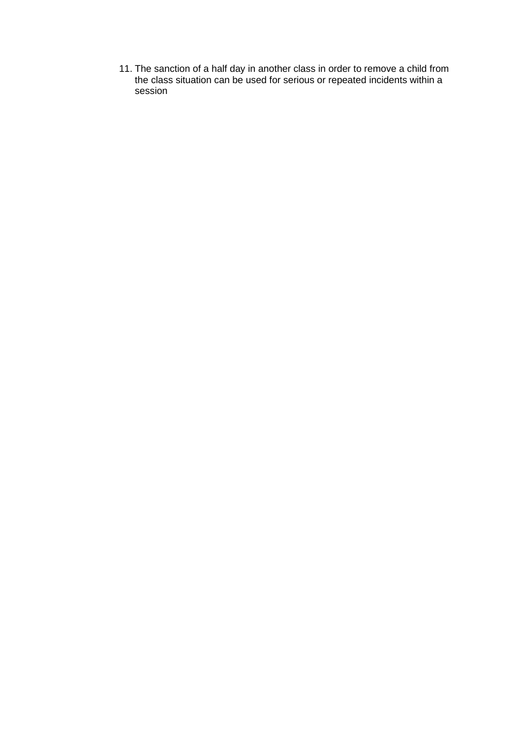11. The sanction of a half day in another class in order to remove a child from the class situation can be used for serious or repeated incidents within a session